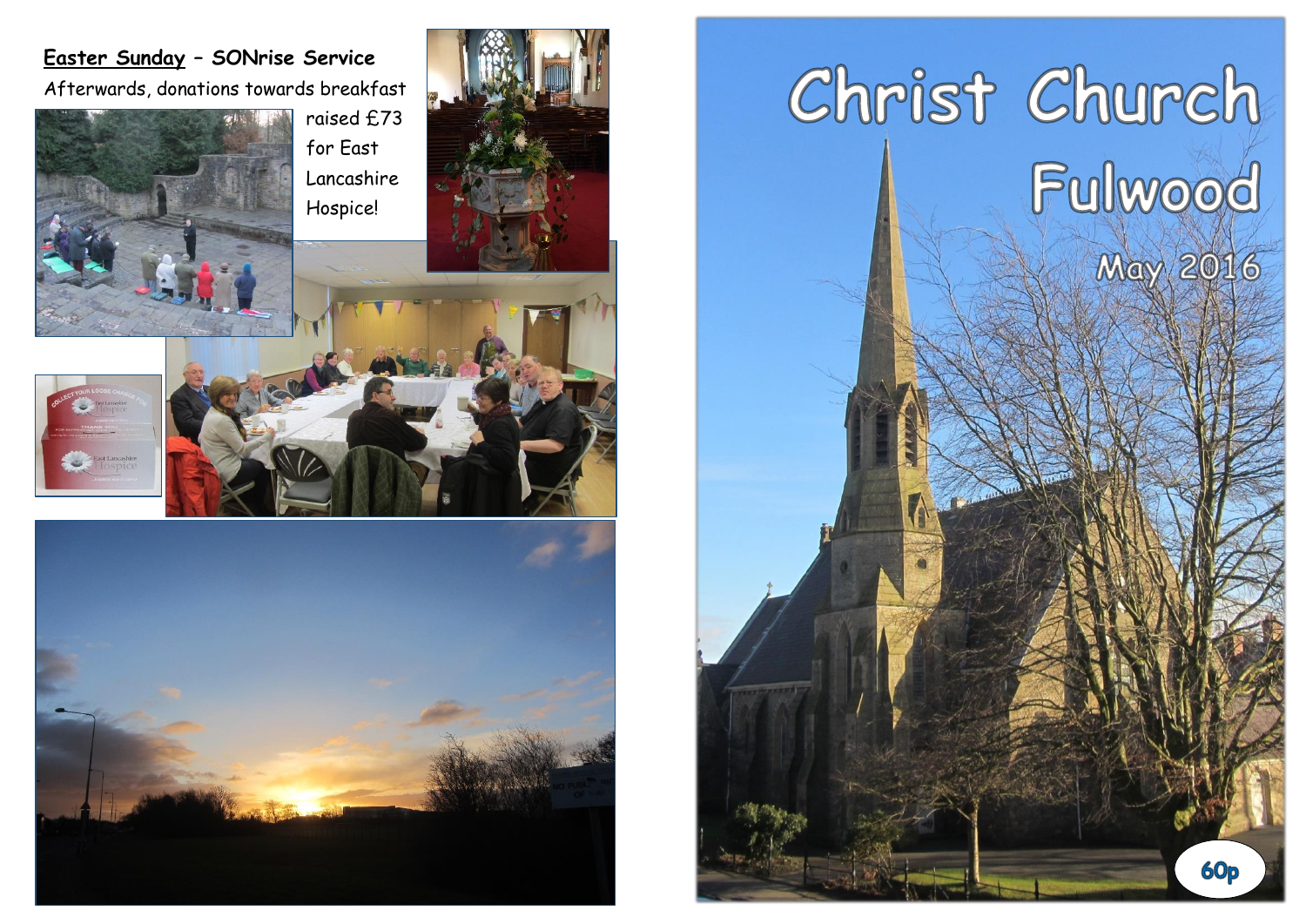**Easter Sunday** – SONrise Service

Afterwards, donations towards breakfast raised £73 for East Lancashire Hospice!

# Christ Church Fulwood

## May 2016

60p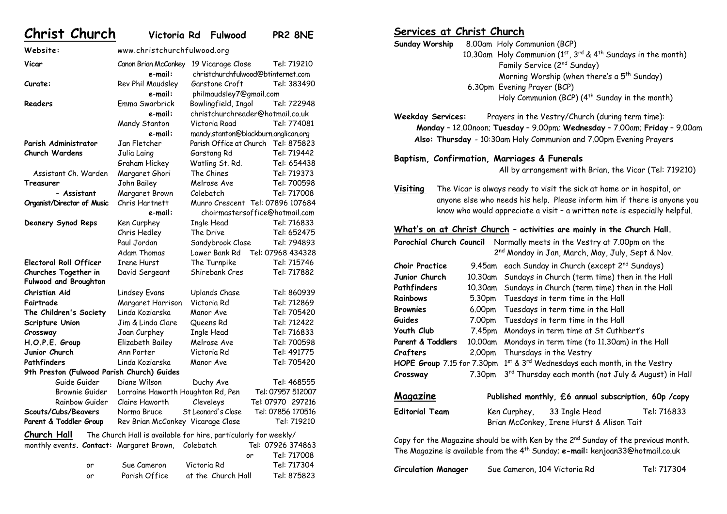# Christ Church — Victoria Rd Fulwood PR2 8NE

**Website:** www.christchurchfulwood.org

| Role | Name | Address | Tel |
|---|---|---|---|
| **Vicar** | Canon Brian McConkey | 19 Vicarage Close | Tel: 719210 |
| | **e-mail:** | christchurchfulwood@btinternet.com | |
| **Curate:** | Rev Phil Maudsley | Garstone Croft | Tel: 383490 |
| | **e-mail:** | philmaudsley7@gmail.com | |
| **Readers** | Emma Swarbrick | Bowlingfield, Ingol | Tel: 722948 |
| | **e-mail:** | christchurchreader@hotmail.co.uk | |
| | Mandy Stanton | Victoria Road | Tel: 774081 |
| | **e-mail:** | mandy.stanton@blackburn.anglican.org | |
| **Parish Administrator** | Jan Fletcher | Parish Office at Church | Tel: 875823 |
| **Church Wardens** | Julia Laing | Garstang Rd | Tel: 719442 |
| | Graham Hickey | Watling St. Rd. | Tel: 654438 |
| Assistant Ch. Warden | Margaret Ghori | The Chines | Tel: 719373 |
| **Treasurer** | John Bailey | Melrose Ave | Tel: 700598 |
| **- Assistant** | Margaret Brown | Colebatch | Tel: 717008 |
| **Organist/Director of Music** | Chris Hartnett | Munro Crescent | Tel: 07896 107684 |
| | **e-mail:** | choirmastersoffice@hotmail.com | |
| **Deanery Synod Reps** | Ken Curphey | Ingle Head | Tel: 716833 |
| | Chris Hedley | The Drive | Tel: 652475 |
| | Paul Jordan | Sandybrook Close | Tel: 794893 |
| | Adam Thomas | Lower Bank Rd | Tel: 07968 434328 |
| **Electoral Roll Officer** | Irene Hurst | The Turnpike | Tel: 715746 |
| **Churches Together in Fulwood and Broughton** | David Sergeant | Shirebank Cres | Tel: 717882 |
| **Christian Aid** | Lindsey Evans | Uplands Chase | Tel: 860939 |
| **Fairtrade** | Margaret Harrison | Victoria Rd | Tel: 712869 |
| **The Children's Society** | Linda Koziarska | Manor Ave | Tel: 705420 |
| **Scripture Union** | Jim & Linda Clare | Queens Rd | Tel: 712422 |
| **Crossway** | Joan Curphey | Ingle Head | Tel: 716833 |
| **H.O.P.E. Group** | Elizabeth Bailey | Melrose Ave | Tel: 700598 |
| **Junior Church** | Ann Porter | Victoria Rd | Tel: 491775 |
| **Pathfinders** | Linda Koziarska | Manor Ave | Tel: 705420 |
| **9th Preston (Fulwood Parish Church) Guides** | | | |
| Guide Guider | Diane Wilson | Duchy Ave | Tel: 468555 |
| Brownie Guider | Lorraine Haworth | Houghton Rd, Pen | Tel: 07957 512007 |
| Rainbow Guider | Claire Haworth | Cleveleys | Tel: 07970 297216 |
| **Scouts/Cubs/Beavers** | Norma Bruce | St Leonard's Close | Tel: 07856 170516 |
| **Parent & Toddler Group** | Rev Brian McConkey | Vicarage Close | Tel: 719210 |

**Church Hall** The Church Hall is available for hire, particularly for weekly/monthly events. **Contact:** Margaret Brown, Colebatch Tel: 07926 374863 or Tel: 717008

or Sue Cameron, Victoria Rd, Tel: 717304

or Parish Office at the Church Hall, Tel: 875823

## Services at Christ Church

**Sunday Worship**
- 8.00am Holy Communion (BCP)
- 10.30am Holy Communion (1st, 3rd & 4th Sundays in the month)
  - Family Service (2nd Sunday)
  - Morning Worship (when there's a 5th Sunday)
- 6.30pm Evening Prayer (BCP)
  - Holy Communion (BCP) (4th Sunday in the month)

**Weekday Services:** Prayers in the Vestry/Church (during term time):
**Monday** – 12.00noon; **Tuesday** – 9.00pm; **Wednesday** – 7.00am; **Friday** – 9.00am
**Also: Thursday** - 10:30am Holy Communion and 7.00pm Evening Prayers

## Baptism, Confirmation, Marriages & Funerals

All by arrangement with Brian, the Vicar (Tel: 719210)

**Visiting** The Vicar is always ready to visit the sick at home or in hospital, or anyone else who needs his help. Please inform him if there is anyone you know who would appreciate a visit – a written note is especially helpful.

## What's on at Christ Church – activities are mainly in the Church Hall.

**Parochial Church Council** Normally meets in the Vestry at 7.00pm on the 2nd Monday in Jan, March, May, July, Sept & Nov.

| Activity | Time | Details |
|---|---|---|
| **Choir Practice** | 9.45am | each Sunday in Church (except 2nd Sundays) |
| **Junior Church** | 10.30am | Sundays in Church (term time) then in the Hall |
| **Pathfinders** | 10.30am | Sundays in Church (term time) then in the Hall |
| **Rainbows** | 5.30pm | Tuesdays in term time in the Hall |
| **Brownies** | 6.00pm | Tuesdays in term time in the Hall |
| **Guides** | 7.00pm | Tuesdays in term time in the Hall |
| **Youth Club** | 7.45pm | Mondays in term time at St Cuthbert's |
| **Parent & Toddlers** | 10.00am | Mondays in term time (to 11.30am) in the Hall |
| **Crafters** | 2.00pm | Thursdays in the Vestry |
| **HOPE Group** | 7.15 for 7.30pm | 1st & 3rd Wednesdays each month, in the Vestry |
| **Crossway** | 7.30pm | 3rd Thursday each month (not July & August) in Hall |

## Magazine

**Published monthly, £6 annual subscription, 60p /copy**

**Editorial Team** Ken Curphey, 33 Ingle Head, Tel: 716833
Brian McConkey, Irene Hurst & Alison Tait

Copy for the Magazine should be with Ken by the 2nd Sunday of the previous month. The Magazine is available from the 4th Sunday; **e-mail:** kenjoan33@hotmail.co.uk

**Circulation Manager** Sue Cameron, 104 Victoria Rd, Tel: 717304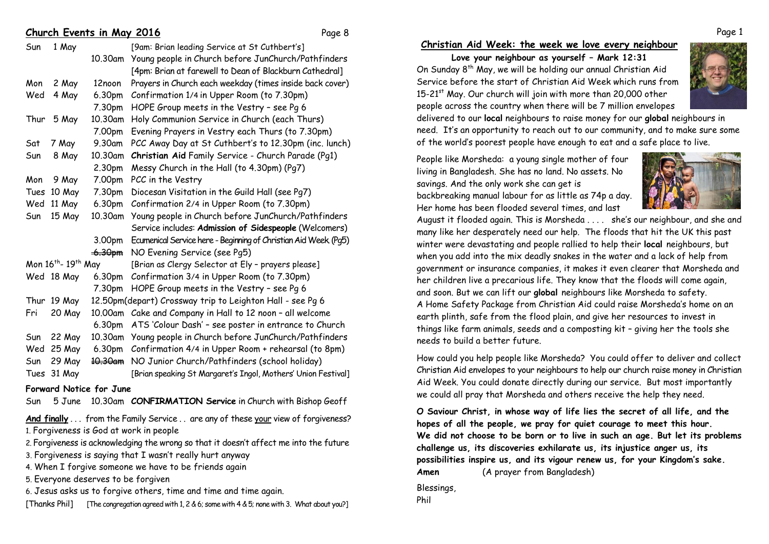## Church Events in May 2016

| Day | Date | Time | Event |
|---|---|---|---|
| Sun | 1 May | | [9am: Brian leading Service at St Cuthbert's] |
| | | 10.30am | Young people in Church before JunChurch/Pathfinders |
| | | | [4pm: Brian at farewell to Dean of Blackburn Cathedral] |
| Mon | 2 May | 12noon | Prayers in Church each weekday (times inside back cover) |
| Wed | 4 May | 6.30pm | Confirmation 1/4 in Upper Room (to 7.30pm) |
| | | 7.30pm | HOPE Group meets in the Vestry – see Pg 6 |
| Thur | 5 May | 10.30am | Holy Communion Service in Church (each Thurs) |
| | | 7.00pm | Evening Prayers in Vestry each Thurs (to 7.30pm) |
| Sat | 7 May | 9.30am | PCC Away Day at St Cuthbert's to 12.30pm (inc. lunch) |
| Sun | 8 May | 10.30am | **Christian Aid** Family Service - Church Parade (Pg1) |
| | | 2.30pm | Messy Church in the Hall (to 4.30pm) (Pg7) |
| Mon | 9 May | 7.00pm | PCC in the Vestry |
| Tues | 10 May | 7.30pm | Diocesan Visitation in the Guild Hall (see Pg7) |
| Wed | 11 May | 6.30pm | Confirmation 2/4 in Upper Room (to 7.30pm) |
| Sun | 15 May | 10.30am | Young people in Church before JunChurch/Pathfinders |
| | | | Service includes: **Admission of Sidespeople** (Welcomers) |
| | | 3.00pm | Ecumenical Service here - Beginning of Christian Aid Week (Pg5) |
| | | ~~6.30pm~~ | NO Evening Service (see Pg5) |
| Mon 16th- 19th May | | | [Brian as Clergy Selector at Ely – prayers please] |
| Wed | 18 May | 6.30pm | Confirmation 3/4 in Upper Room (to 7.30pm) |
| | | 7.30pm | HOPE Group meets in the Vestry – see Pg 6 |
| Thur | 19 May | 12.50pm(depart) | Crossway trip to Leighton Hall - see Pg 6 |
| Fri | 20 May | 10.00am | Cake and Company in Hall to 12 noon – all welcome |
| | | 6.30pm | ATS 'Colour Dash' – see poster in entrance to Church |
| Sun | 22 May | 10.30am | Young people in Church before JunChurch/Pathfinders |
| Wed | 25 May | 6.30pm | Confirmation 4/4 in Upper Room + rehearsal (to 8pm) |
| Sun | 29 May | ~~10.30am~~ | NO Junior Church/Pathfinders (school holiday) |
| Tues | 31 May | | [Brian speaking St Margaret's Ingol, Mothers' Union Festival] |

**Forward Notice for June**

Sun 5 June 10.30am **CONFIRMATION Service** in Church with Bishop Geoff

**And finally** . . . from the Family Service . . are any of these your view of forgiveness?

1. Forgiveness is God at work in people
2. Forgiveness is acknowledging the wrong so that it doesn't affect me into the future
3. Forgiveness is saying that I wasn't really hurt anyway
4. When I forgive someone we have to be friends again
5. Everyone deserves to be forgiven
6. Jesus asks us to forgive others, time and time and time again.

[Thanks Phil] [The congregation agreed with 1, 2 & 6; some with 4 & 5; none with 3. What about you?]

## Christian Aid Week: the week we love every neighbour

**Love your neighbour as yourself – Mark 12:31**

On Sunday 8th May, we will be holding our annual Christian Aid Service before the start of Christian Aid Week which runs from 15-21st May. Our church will join with more than 20,000 other people across the country when there will be 7 million envelopes delivered to our **local** neighbours to raise money for our **global** neighbours in need. It's an opportunity to reach out to our community, and to make sure some of the world's poorest people have enough to eat and a safe place to live.

People like Morsheda: a young single mother of four living in Bangladesh. She has no land. No assets. No savings. And the only work she can get is backbreaking manual labour for as little as 74p a day. Her home has been flooded several times, and last August it flooded again. This is Morsheda . . . . she's our neighbour, and she and many like her desperately need our help. The floods that hit the UK this past winter were devastating and people rallied to help their **local** neighbours, but when you add into the mix deadly snakes in the water and a lack of help from government or insurance companies, it makes it even clearer that Morsheda and her children live a precarious life. They know that the floods will come again, and soon. But we can lift our **global** neighbours like Morsheda to safety. A Home Safety Package from Christian Aid could raise Morsheda's home on an earth plinth, safe from the flood plain, and give her resources to invest in things like farm animals, seeds and a composting kit – giving her the tools she needs to build a better future.

How could you help people like Morsheda? You could offer to deliver and collect Christian Aid envelopes to your neighbours to help our church raise money in Christian Aid Week. You could donate directly during our service. But most importantly we could all pray that Morsheda and others receive the help they need.

**O Saviour Christ, in whose way of life lies the secret of all life, and the hopes of all the people, we pray for quiet courage to meet this hour. We did not choose to be born or to live in such an age. But let its problems challenge us, its discoveries exhilarate us, its injustice anger us, its possibilities inspire us, and its vigour renew us, for your Kingdom's sake. Amen** (A prayer from Bangladesh)

Blessings,
Phil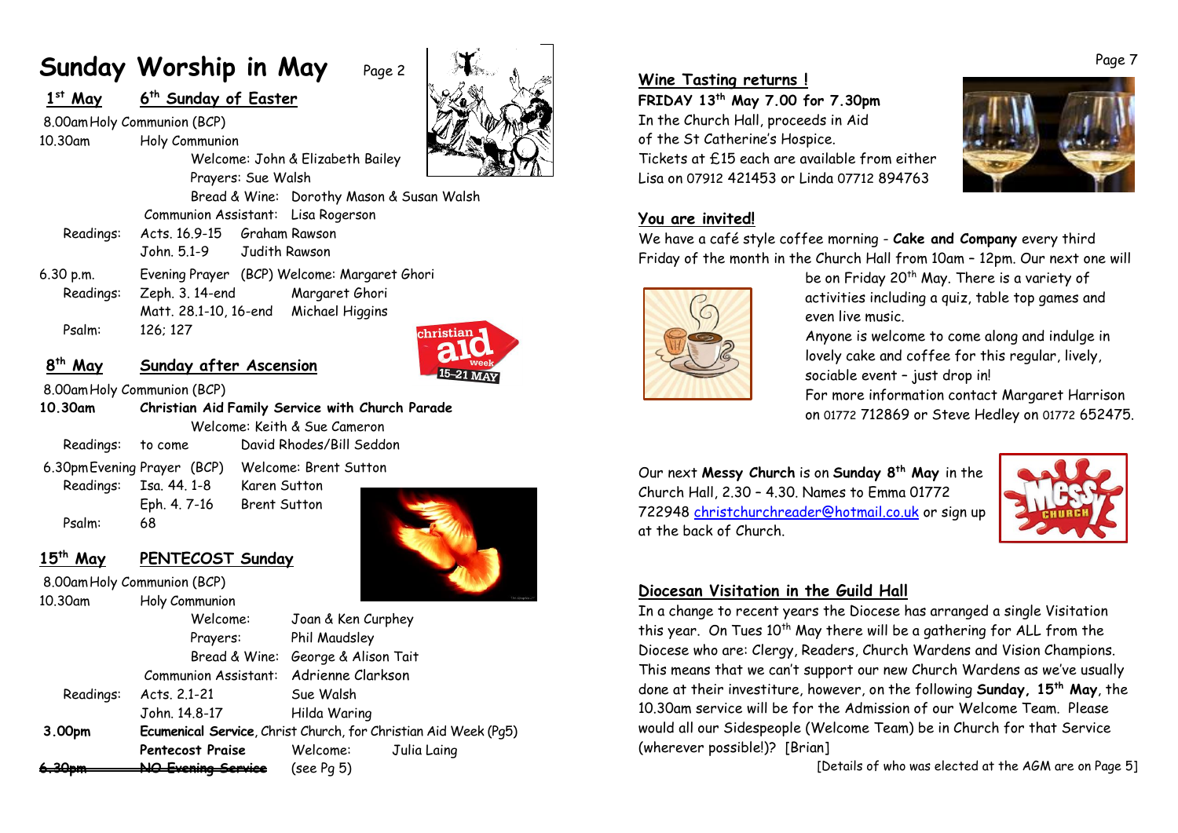# Sunday Worship in May

## 1st May — 6th Sunday of Easter

8.00am Holy Communion (BCP)

10.30am Holy Communion

- Welcome: John & Elizabeth Bailey
- Prayers: Sue Walsh
- Bread & Wine: Dorothy Mason & Susan Walsh
- Communion Assistant: Lisa Rogerson
- Readings: Acts. 16.9-15 — Graham Rawson; John. 5.1-9 — Judith Rawson

6.30 p.m. Evening Prayer (BCP) Welcome: Margaret Ghori

- Readings: Zeph. 3. 14-end — Margaret Ghori; Matt. 28.1-10, 16-end — Michael Higgins
- Psalm: 126; 127

## 8th May — Sunday after Ascension

8.00am Holy Communion (BCP)

**10.30am Christian Aid Family Service with Church Parade**

- Welcome: Keith & Sue Cameron
- Readings: to come — David Rhodes/Bill Seddon

6.30pm Evening Prayer (BCP) Welcome: Brent Sutton

- Readings: Isa. 44. 1-8 — Karen Sutton; Eph. 4. 7-16 — Brent Sutton
- Psalm: 68

## 15th May — PENTECOST Sunday

8.00am Holy Communion (BCP)

10.30am Holy Communion

- Welcome: Joan & Ken Curphey
- Prayers: Phil Maudsley
- Bread & Wine: George & Alison Tait
- Communion Assistant: Adrienne Clarkson
- Readings: Acts. 2.1-21 — Sue Walsh; John. 14.8-17 — Hilda Waring

**3.00pm Ecumenical Service**, Christ Church, for Christian Aid Week (Pg5)

**Pentecost Praise** Welcome: Julia Laing

~~6.30pm NO Evening Service~~ (see Pg 5)

## Wine Tasting returns !

**FRIDAY 13th May 7.00 for 7.30pm**

In the Church Hall, proceeds in Aid of the St Catherine's Hospice.

Tickets at £15 each are available from either Lisa on 07912 421453 or Linda 07712 894763

## You are invited!

We have a café style coffee morning - **Cake and Company** every third Friday of the month in the Church Hall from 10am – 12pm. Our next one will be on Friday 20th May. There is a variety of activities including a quiz, table top games and even live music.

Anyone is welcome to come along and indulge in lovely cake and coffee for this regular, lively, sociable event – just drop in!

For more information contact Margaret Harrison on 01772 712869 or Steve Hedley on 01772 652475.

Our next **Messy Church** is on **Sunday 8th May** in the Church Hall, 2.30 – 4.30. Names to Emma 01772 722948 christchurchreader@hotmail.co.uk or sign up at the back of Church.

## Diocesan Visitation in the Guild Hall

In a change to recent years the Diocese has arranged a single Visitation this year. On Tues 10th May there will be a gathering for ALL from the Diocese who are: Clergy, Readers, Church Wardens and Vision Champions. This means that we can't support our new Church Wardens as we've usually done at their investiture, however, on the following **Sunday, 15th May**, the 10.30am service will be for the Admission of our Welcome Team. Please would all our Sidespeople (Welcome Team) be in Church for that Service (wherever possible!)? [Brian]

[Details of who was elected at the AGM are on Page 5]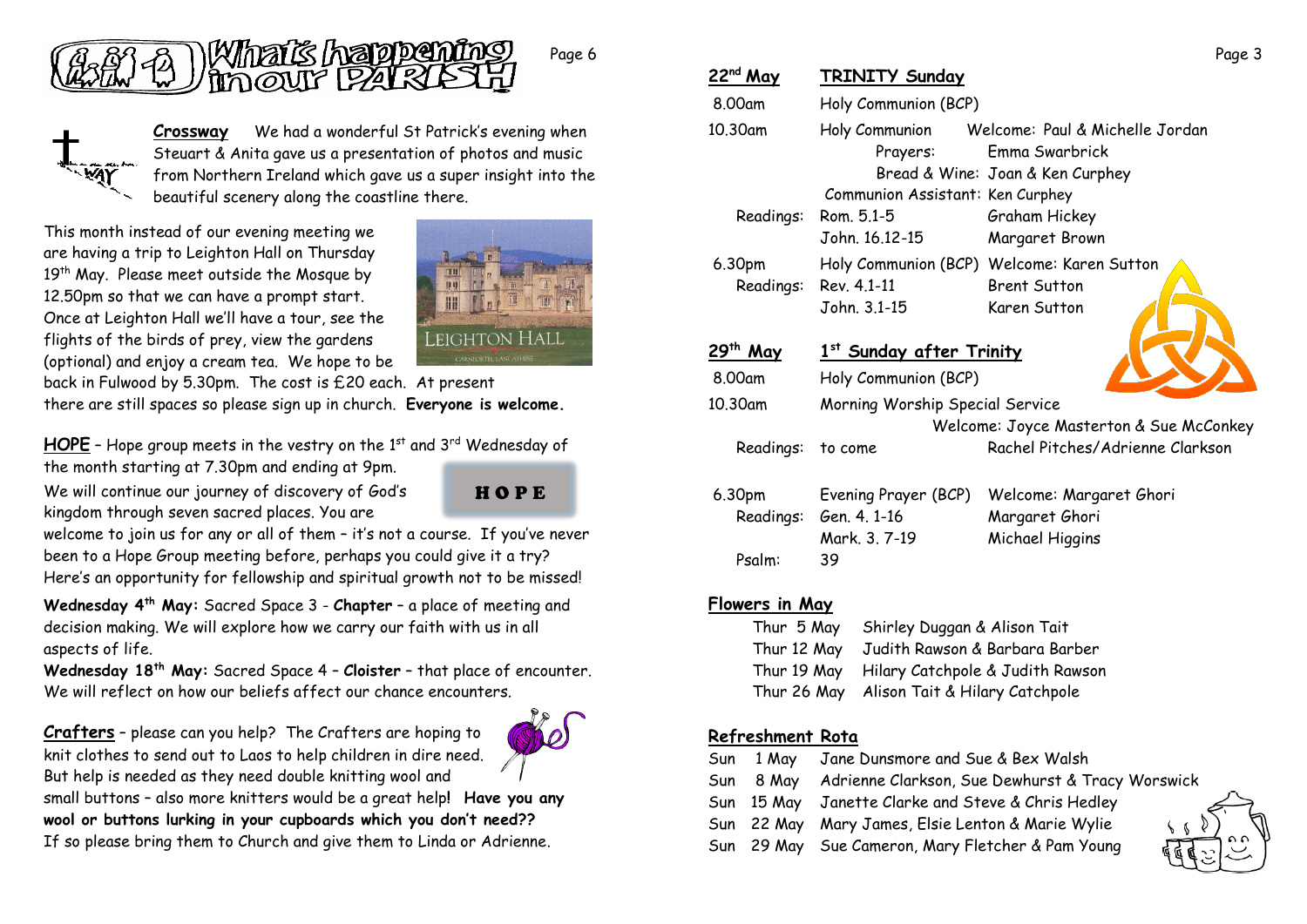# What's happening in our PARISH

**Crossway** We had a wonderful St Patrick's evening when Steuart & Anita gave us a presentation of photos and music from Northern Ireland which gave us a super insight into the beautiful scenery along the coastline there.

This month instead of our evening meeting we are having a trip to Leighton Hall on Thursday 19th May. Please meet outside the Mosque by 12.50pm so that we can have a prompt start. Once at Leighton Hall we'll have a tour, see the flights of the birds of prey, view the gardens (optional) and enjoy a cream tea. We hope to be back in Fulwood by 5.30pm. The cost is £20 each. At present there are still spaces so please sign up in church. **Everyone is welcome.**

**HOPE** – Hope group meets in the vestry on the 1st and 3rd Wednesday of the month starting at 7.30pm and ending at 9pm.

We will continue our journey of discovery of God's kingdom through seven sacred places. You are welcome to join us for any or all of them – it's not a course. If you've never been to a Hope Group meeting before, perhaps you could give it a try? Here's an opportunity for fellowship and spiritual growth not to be missed!

**Wednesday 4th May:** Sacred Space 3 - **Chapter** – a place of meeting and decision making. We will explore how we carry our faith with us in all aspects of life.

**Wednesday 18th May:** Sacred Space 4 – **Cloister** – that place of encounter. We will reflect on how our beliefs affect our chance encounters.

**Crafters** – please can you help? The Crafters are hoping to knit clothes to send out to Laos to help children in dire need. But help is needed as they need double knitting wool and small buttons – also more knitters would be a great help! **Have you any wool or buttons lurking in your cupboards which you don't need??** If so please bring them to Church and give them to Linda or Adrienne.

## 22nd May — TRINITY Sunday

8.00am — Holy Communion (BCP)

10.30am — Holy Communion — Welcome: Paul & Michelle Jordan
Prayers: Emma Swarbrick
Bread & Wine: Joan & Ken Curphey
Communion Assistant: Ken Curphey
Readings: Rom. 5.1-5 — Graham Hickey
John. 16.12-15 — Margaret Brown

6.30pm — Holy Communion (BCP) — Welcome: Karen Sutton
Readings: Rev. 4.1-11 — Brent Sutton
John. 3.1-15 — Karen Sutton

## 29th May — 1st Sunday after Trinity

8.00am — Holy Communion (BCP)

10.30am — Morning Worship Special Service
Welcome: Joyce Masterton & Sue McConkey
Readings: to come — Rachel Pitches/Adrienne Clarkson

6.30pm — Evening Prayer (BCP) — Welcome: Margaret Ghori
Readings: Gen. 4. 1-16 — Margaret Ghori
Mark. 3. 7-19 — Michael Higgins
Psalm: 39

## Flowers in May

| | |
|---|---|
| Thur 5 May | Shirley Duggan & Alison Tait |
| Thur 12 May | Judith Rawson & Barbara Barber |
| Thur 19 May | Hilary Catchpole & Judith Rawson |
| Thur 26 May | Alison Tait & Hilary Catchpole |

## Refreshment Rota

| | |
|---|---|
| Sun 1 May | Jane Dunsmore and Sue & Bex Walsh |
| Sun 8 May | Adrienne Clarkson, Sue Dewhurst & Tracy Worswick |
| Sun 15 May | Janette Clarke and Steve & Chris Hedley |
| Sun 22 May | Mary James, Elsie Lenton & Marie Wylie |
| Sun 29 May | Sue Cameron, Mary Fletcher & Pam Young |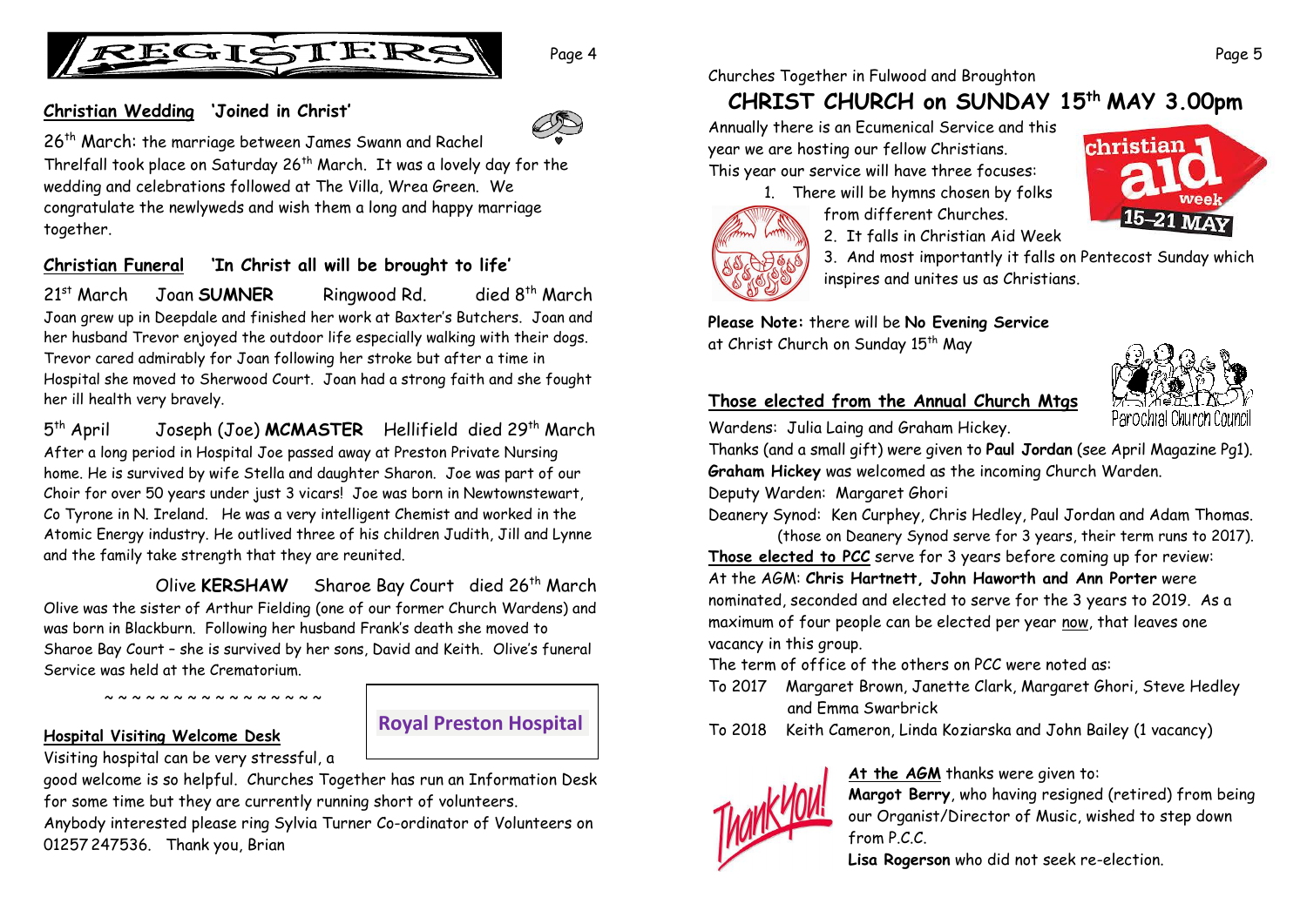# REGISTERS

## Christian Wedding 'Joined in Christ'

26th March: the marriage between James Swann and Rachel Threlfall took place on Saturday 26th March. It was a lovely day for the wedding and celebrations followed at The Villa, Wrea Green. We congratulate the newlyweds and wish them a long and happy marriage together.

## Christian Funeral 'In Christ all will be brought to life'

21st March Joan **SUMNER** Ringwood Rd. died 8th March

Joan grew up in Deepdale and finished her work at Baxter's Butchers. Joan and her husband Trevor enjoyed the outdoor life especially walking with their dogs. Trevor cared admirably for Joan following her stroke but after a time in Hospital she moved to Sherwood Court. Joan had a strong faith and she fought her ill health very bravely.

5th April Joseph (Joe) **MCMASTER** Hellifield died 29th March

After a long period in Hospital Joe passed away at Preston Private Nursing home. He is survived by wife Stella and daughter Sharon. Joe was part of our Choir for over 50 years under just 3 vicars! Joe was born in Newtownstewart, Co Tyrone in N. Ireland. He was a very intelligent Chemist and worked in the Atomic Energy industry. He outlived three of his children Judith, Jill and Lynne and the family take strength that they are reunited.

Olive **KERSHAW** Sharoe Bay Court died 26th March

Olive was the sister of Arthur Fielding (one of our former Church Wardens) and was born in Blackburn. Following her husband Frank's death she moved to Sharoe Bay Court – she is survived by her sons, David and Keith. Olive's funeral Service was held at the Crematorium.

~ ~ ~ ~ ~ ~ ~ ~ ~ ~ ~ ~ ~ ~ ~ ~

## Hospital Visiting Welcome Desk

**Royal Preston Hospital**

Visiting hospital can be very stressful, a good welcome is so helpful. Churches Together has run an Information Desk for some time but they are currently running short of volunteers.
Anybody interested please ring Sylvia Turner Co-ordinator of Volunteers on 01257 247536. Thank you, Brian

Churches Together in Fulwood and Broughton

## CHRIST CHURCH on SUNDAY 15th MAY 3.00pm

christian aid week 15–21 MAY

Annually there is an Ecumenical Service and this year we are hosting our fellow Christians.
This year our service will have three focuses:

1. There will be hymns chosen by folks from different Churches.
2. It falls in Christian Aid Week
3. And most importantly it falls on Pentecost Sunday which inspires and unites us as Christians.

**Please Note:** there will be **No Evening Service** at Christ Church on Sunday 15th May

## Those elected from the Annual Church Mtgs

Parochial Church Council

Wardens: Julia Laing and Graham Hickey.
Thanks (and a small gift) were given to **Paul Jordan** (see April Magazine Pg1).
**Graham Hickey** was welcomed as the incoming Church Warden.
Deputy Warden: Margaret Ghori
Deanery Synod: Ken Curphey, Chris Hedley, Paul Jordan and Adam Thomas.
(those on Deanery Synod serve for 3 years, their term runs to 2017).

**Those elected to PCC** serve for 3 years before coming up for review:
At the AGM: **Chris Hartnett, John Haworth and Ann Porter** were nominated, seconded and elected to serve for the 3 years to 2019. As a maximum of four people can be elected per year now, that leaves one vacancy in this group.
The term of office of the others on PCC were noted as:

To 2017 Margaret Brown, Janette Clark, Margaret Ghori, Steve Hedley and Emma Swarbrick
To 2018 Keith Cameron, Linda Koziarska and John Bailey (1 vacancy)

Thank You!

**At the AGM** thanks were given to:
**Margot Berry**, who having resigned (retired) from being our Organist/Director of Music, wished to step down from P.C.C.
**Lisa Rogerson** who did not seek re-election.